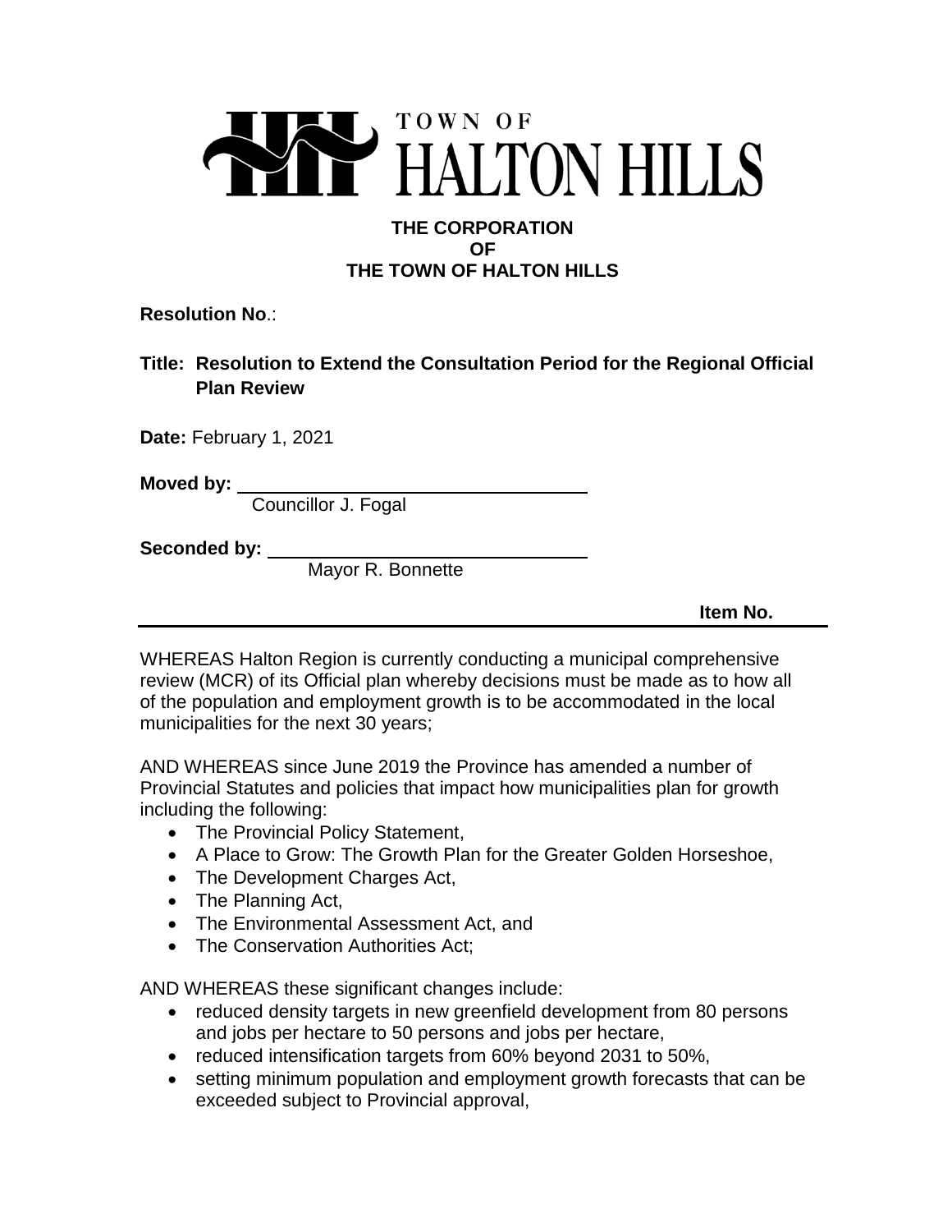TOWN OF
HALTON HILLS

**THE CORPORATION**
**OF**
**THE TOWN OF HALTON HILLS**

**Resolution No.**:

**Title: Resolution to Extend the Consultation Period for the Regional Official Plan Review**

**Date:** February 1, 2021

**Moved by:** ______________________
Councillor J. Fogal

**Seconded by:** ______________________
Mayor R. Bonnette

**Item No.**

---

WHEREAS Halton Region is currently conducting a municipal comprehensive review (MCR) of its Official plan whereby decisions must be made as to how all of the population and employment growth is to be accommodated in the local municipalities for the next 30 years;

AND WHEREAS since June 2019 the Province has amended a number of Provincial Statutes and policies that impact how municipalities plan for growth including the following:

- The Provincial Policy Statement,
- A Place to Grow: The Growth Plan for the Greater Golden Horseshoe,
- The Development Charges Act,
- The Planning Act,
- The Environmental Assessment Act, and
- The Conservation Authorities Act;

AND WHEREAS these significant changes include:

- reduced density targets in new greenfield development from 80 persons and jobs per hectare to 50 persons and jobs per hectare,
- reduced intensification targets from 60% beyond 2031 to 50%,
- setting minimum population and employment growth forecasts that can be exceeded subject to Provincial approval,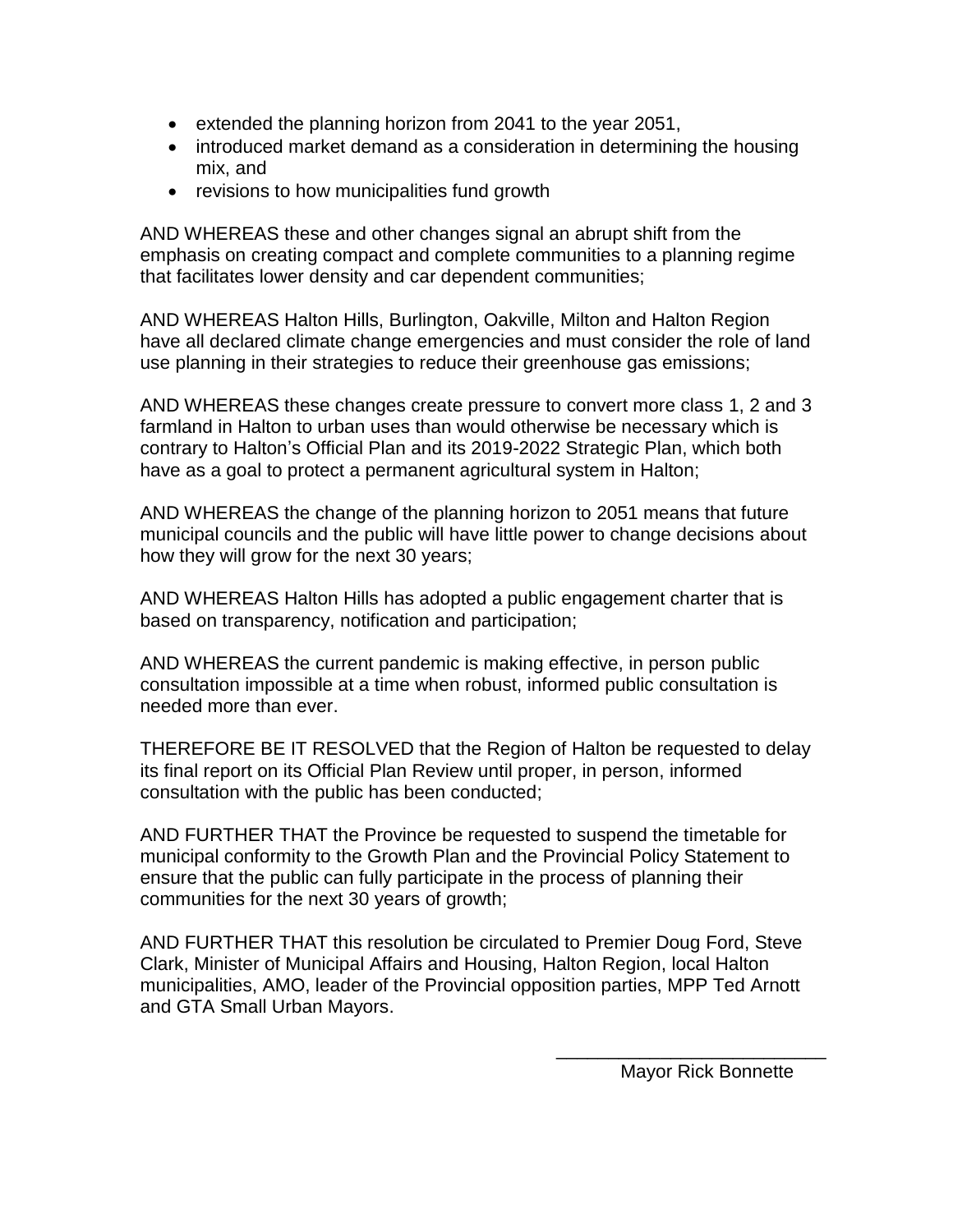- extended the planning horizon from 2041 to the year 2051,
- introduced market demand as a consideration in determining the housing mix, and
- revisions to how municipalities fund growth

AND WHEREAS these and other changes signal an abrupt shift from the emphasis on creating compact and complete communities to a planning regime that facilitates lower density and car dependent communities;

AND WHEREAS Halton Hills, Burlington, Oakville, Milton and Halton Region have all declared climate change emergencies and must consider the role of land use planning in their strategies to reduce their greenhouse gas emissions;

AND WHEREAS these changes create pressure to convert more class 1, 2 and 3 farmland in Halton to urban uses than would otherwise be necessary which is contrary to Halton's Official Plan and its 2019-2022 Strategic Plan, which both have as a goal to protect a permanent agricultural system in Halton;

AND WHEREAS the change of the planning horizon to 2051 means that future municipal councils and the public will have little power to change decisions about how they will grow for the next 30 years;

AND WHEREAS Halton Hills has adopted a public engagement charter that is based on transparency, notification and participation;

AND WHEREAS the current pandemic is making effective, in person public consultation impossible at a time when robust, informed public consultation is needed more than ever.

THEREFORE BE IT RESOLVED that the Region of Halton be requested to delay its final report on its Official Plan Review until proper, in person, informed consultation with the public has been conducted;

AND FURTHER THAT the Province be requested to suspend the timetable for municipal conformity to the Growth Plan and the Provincial Policy Statement to ensure that the public can fully participate in the process of planning their communities for the next 30 years of growth;

AND FURTHER THAT this resolution be circulated to Premier Doug Ford, Steve Clark, Minister of Municipal Affairs and Housing, Halton Region, local Halton municipalities, AMO, leader of the Provincial opposition parties, MPP Ted Arnott and GTA Small Urban Mayors.

\_\_\_\_\_\_\_\_\_\_\_\_\_\_\_\_\_\_\_\_\_\_\_\_\_\_

Mayor Rick Bonnette